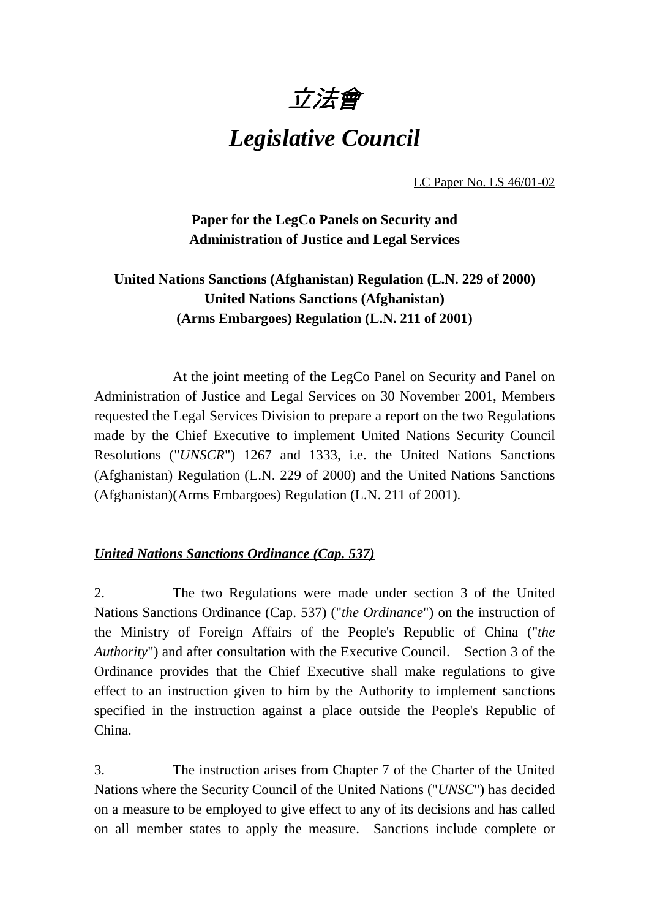# *立法會*

# *Legislative Council*

LC Paper No. LS 46/01-02

**Paper for the LegCo Panels on Security and Administration of Justice and Legal Services**

**United Nations Sanctions (Afghanistan) Regulation (L.N. 229 of 2000)**
**United Nations Sanctions (Afghanistan)**
**(Arms Embargoes) Regulation (L.N. 211 of 2001)**

At the joint meeting of the LegCo Panel on Security and Panel on Administration of Justice and Legal Services on 30 November 2001, Members requested the Legal Services Division to prepare a report on the two Regulations made by the Chief Executive to implement United Nations Security Council Resolutions ("*UNSCR*") 1267 and 1333, i.e. the United Nations Sanctions (Afghanistan) Regulation (L.N. 229 of 2000) and the United Nations Sanctions (Afghanistan)(Arms Embargoes) Regulation (L.N. 211 of 2001).

***United Nations Sanctions Ordinance (Cap. 537)***

2. The two Regulations were made under section 3 of the United Nations Sanctions Ordinance (Cap. 537) ("*the Ordinance*") on the instruction of the Ministry of Foreign Affairs of the People's Republic of China ("*the Authority*") and after consultation with the Executive Council. Section 3 of the Ordinance provides that the Chief Executive shall make regulations to give effect to an instruction given to him by the Authority to implement sanctions specified in the instruction against a place outside the People's Republic of China.

3. The instruction arises from Chapter 7 of the Charter of the United Nations where the Security Council of the United Nations ("*UNSC*") has decided on a measure to be employed to give effect to any of its decisions and has called on all member states to apply the measure. Sanctions include complete or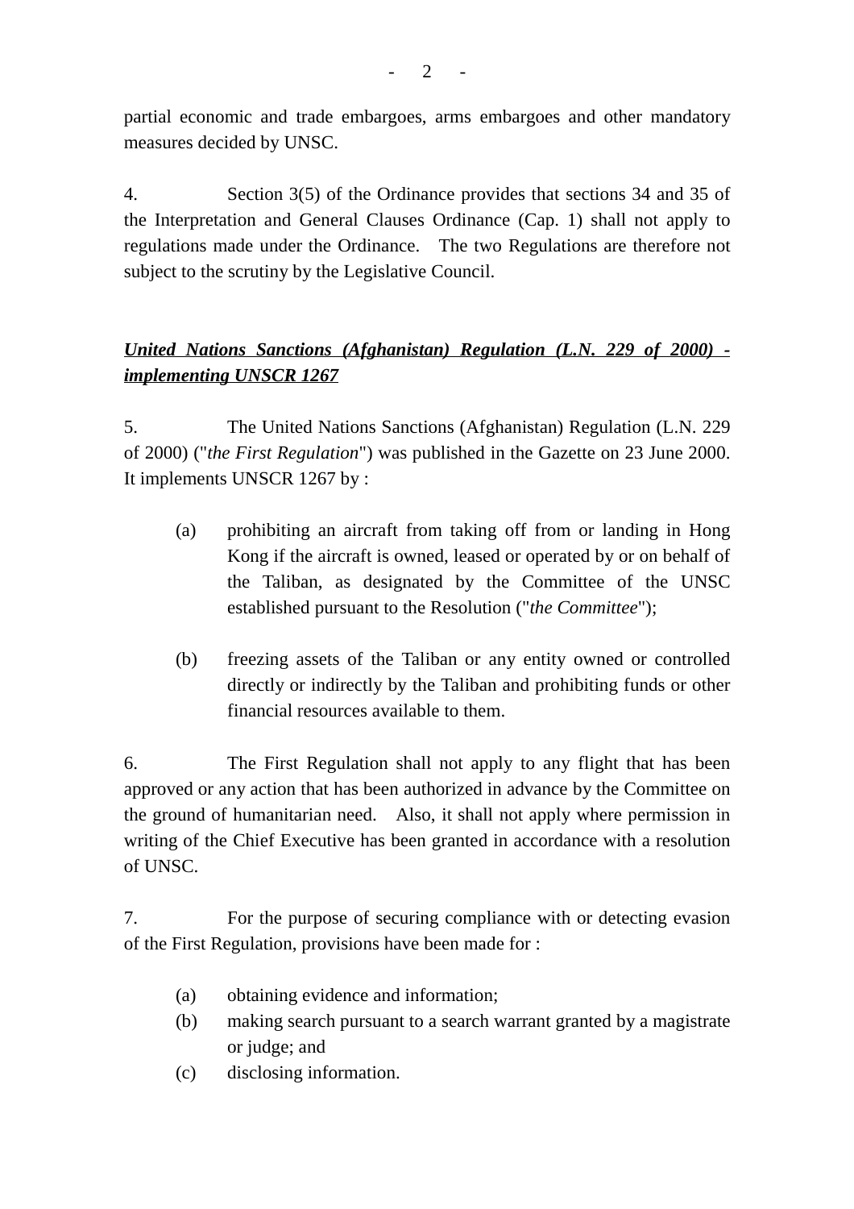partial economic and trade embargoes, arms embargoes and other mandatory measures decided by UNSC.

4. Section 3(5) of the Ordinance provides that sections 34 and 35 of the Interpretation and General Clauses Ordinance (Cap. 1) shall not apply to regulations made under the Ordinance. The two Regulations are therefore not subject to the scrutiny by the Legislative Council.

***United Nations Sanctions (Afghanistan) Regulation (L.N. 229 of 2000) - implementing UNSCR 1267***

5. The United Nations Sanctions (Afghanistan) Regulation (L.N. 229 of 2000) ("*the First Regulation*") was published in the Gazette on 23 June 2000. It implements UNSCR 1267 by :

(a) prohibiting an aircraft from taking off from or landing in Hong Kong if the aircraft is owned, leased or operated by or on behalf of the Taliban, as designated by the Committee of the UNSC established pursuant to the Resolution ("*the Committee*");

(b) freezing assets of the Taliban or any entity owned or controlled directly or indirectly by the Taliban and prohibiting funds or other financial resources available to them.

6. The First Regulation shall not apply to any flight that has been approved or any action that has been authorized in advance by the Committee on the ground of humanitarian need. Also, it shall not apply where permission in writing of the Chief Executive has been granted in accordance with a resolution of UNSC.

7. For the purpose of securing compliance with or detecting evasion of the First Regulation, provisions have been made for :

(a) obtaining evidence and information;
(b) making search pursuant to a search warrant granted by a magistrate or judge; and
(c) disclosing information.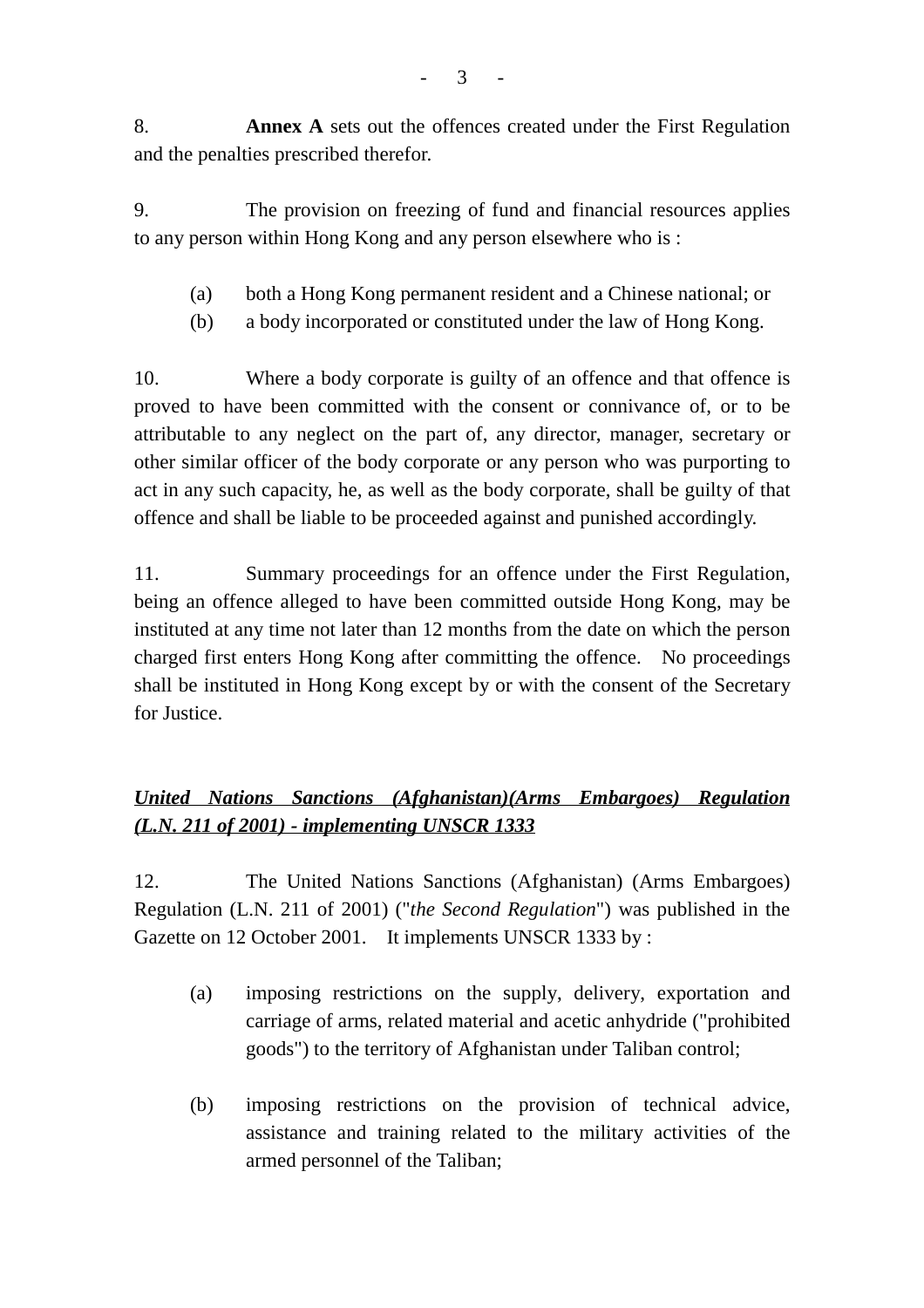8. **Annex A** sets out the offences created under the First Regulation and the penalties prescribed therefor.

9. The provision on freezing of fund and financial resources applies to any person within Hong Kong and any person elsewhere who is :

(a) both a Hong Kong permanent resident and a Chinese national; or

(b) a body incorporated or constituted under the law of Hong Kong.

10. Where a body corporate is guilty of an offence and that offence is proved to have been committed with the consent or connivance of, or to be attributable to any neglect on the part of, any director, manager, secretary or other similar officer of the body corporate or any person who was purporting to act in any such capacity, he, as well as the body corporate, shall be guilty of that offence and shall be liable to be proceeded against and punished accordingly.

11. Summary proceedings for an offence under the First Regulation, being an offence alleged to have been committed outside Hong Kong, may be instituted at any time not later than 12 months from the date on which the person charged first enters Hong Kong after committing the offence. No proceedings shall be instituted in Hong Kong except by or with the consent of the Secretary for Justice.

***United Nations Sanctions (Afghanistan)(Arms Embargoes) Regulation (L.N. 211 of 2001) - implementing UNSCR 1333***

12. The United Nations Sanctions (Afghanistan) (Arms Embargoes) Regulation (L.N. 211 of 2001) ("*the Second Regulation*") was published in the Gazette on 12 October 2001. It implements UNSCR 1333 by :

(a) imposing restrictions on the supply, delivery, exportation and carriage of arms, related material and acetic anhydride ("prohibited goods") to the territory of Afghanistan under Taliban control;

(b) imposing restrictions on the provision of technical advice, assistance and training related to the military activities of the armed personnel of the Taliban;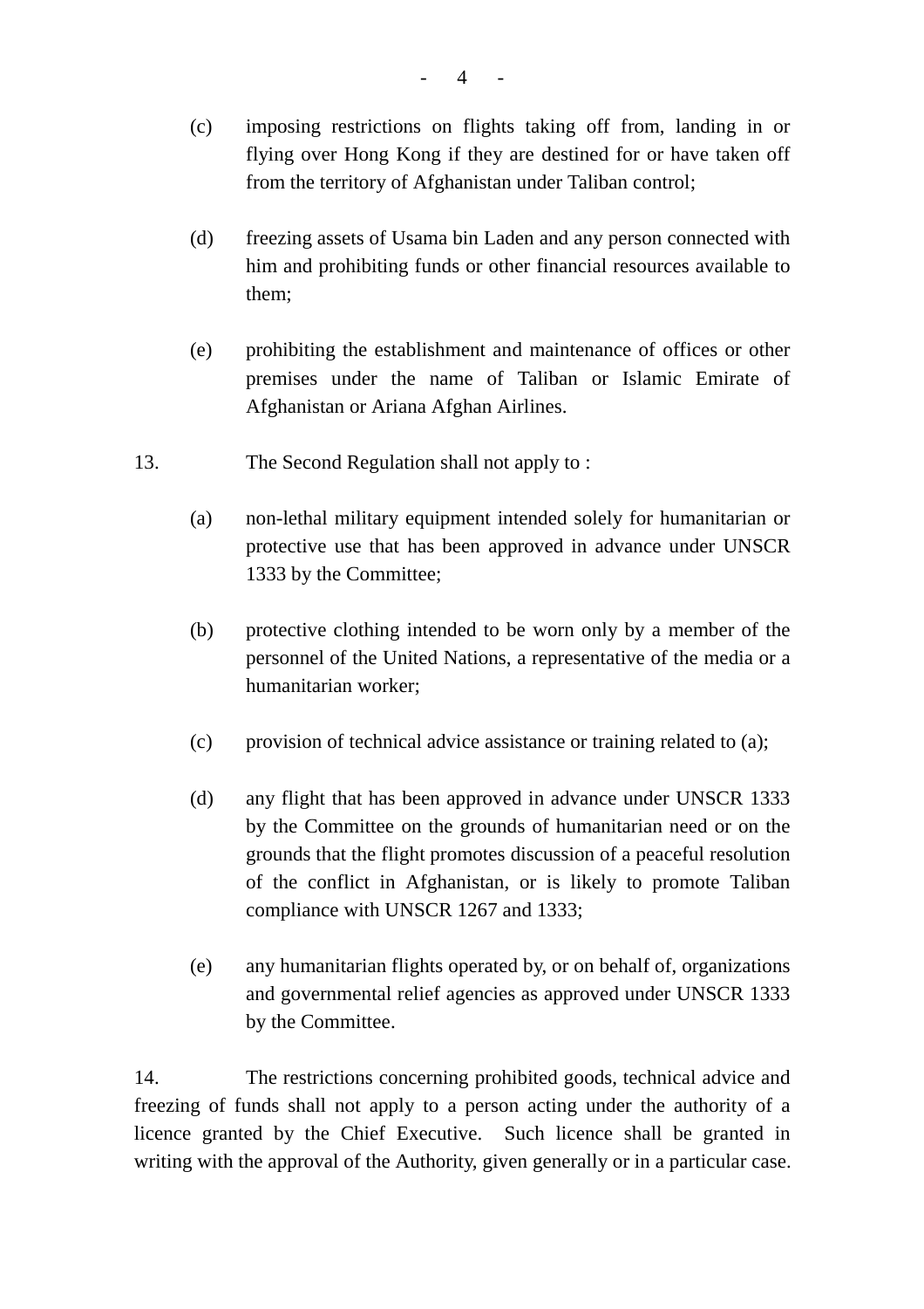(c) imposing restrictions on flights taking off from, landing in or flying over Hong Kong if they are destined for or have taken off from the territory of Afghanistan under Taliban control;

(d) freezing assets of Usama bin Laden and any person connected with him and prohibiting funds or other financial resources available to them;

(e) prohibiting the establishment and maintenance of offices or other premises under the name of Taliban or Islamic Emirate of Afghanistan or Ariana Afghan Airlines.

13. The Second Regulation shall not apply to :

(a) non-lethal military equipment intended solely for humanitarian or protective use that has been approved in advance under UNSCR 1333 by the Committee;

(b) protective clothing intended to be worn only by a member of the personnel of the United Nations, a representative of the media or a humanitarian worker;

(c) provision of technical advice assistance or training related to (a);

(d) any flight that has been approved in advance under UNSCR 1333 by the Committee on the grounds of humanitarian need or on the grounds that the flight promotes discussion of a peaceful resolution of the conflict in Afghanistan, or is likely to promote Taliban compliance with UNSCR 1267 and 1333;

(e) any humanitarian flights operated by, or on behalf of, organizations and governmental relief agencies as approved under UNSCR 1333 by the Committee.

14. The restrictions concerning prohibited goods, technical advice and freezing of funds shall not apply to a person acting under the authority of a licence granted by the Chief Executive. Such licence shall be granted in writing with the approval of the Authority, given generally or in a particular case.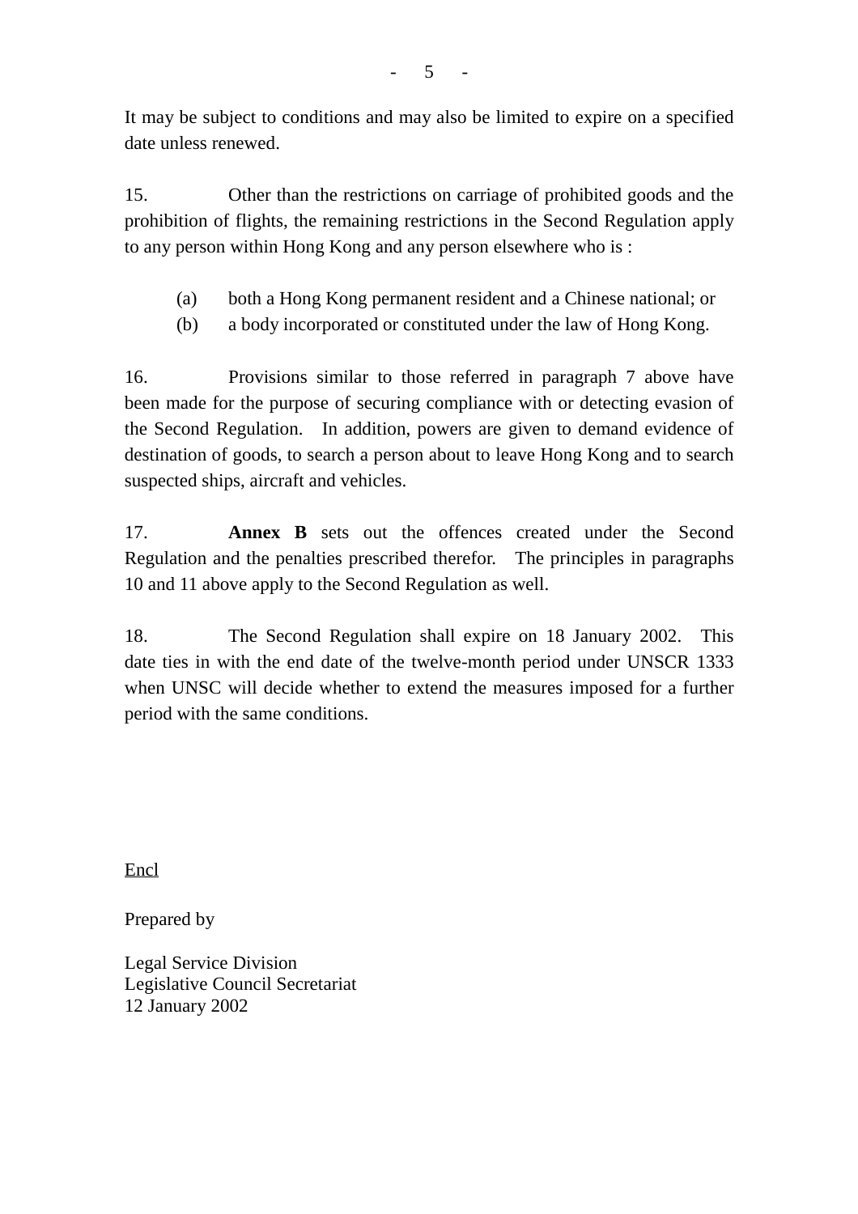It may be subject to conditions and may also be limited to expire on a specified date unless renewed.

15. Other than the restrictions on carriage of prohibited goods and the prohibition of flights, the remaining restrictions in the Second Regulation apply to any person within Hong Kong and any person elsewhere who is :

(a) both a Hong Kong permanent resident and a Chinese national; or
(b) a body incorporated or constituted under the law of Hong Kong.

16. Provisions similar to those referred in paragraph 7 above have been made for the purpose of securing compliance with or detecting evasion of the Second Regulation. In addition, powers are given to demand evidence of destination of goods, to search a person about to leave Hong Kong and to search suspected ships, aircraft and vehicles.

17. **Annex B** sets out the offences created under the Second Regulation and the penalties prescribed therefor. The principles in paragraphs 10 and 11 above apply to the Second Regulation as well.

18. The Second Regulation shall expire on 18 January 2002. This date ties in with the end date of the twelve-month period under UNSCR 1333 when UNSC will decide whether to extend the measures imposed for a further period with the same conditions.

Encl

Prepared by

Legal Service Division
Legislative Council Secretariat
12 January 2002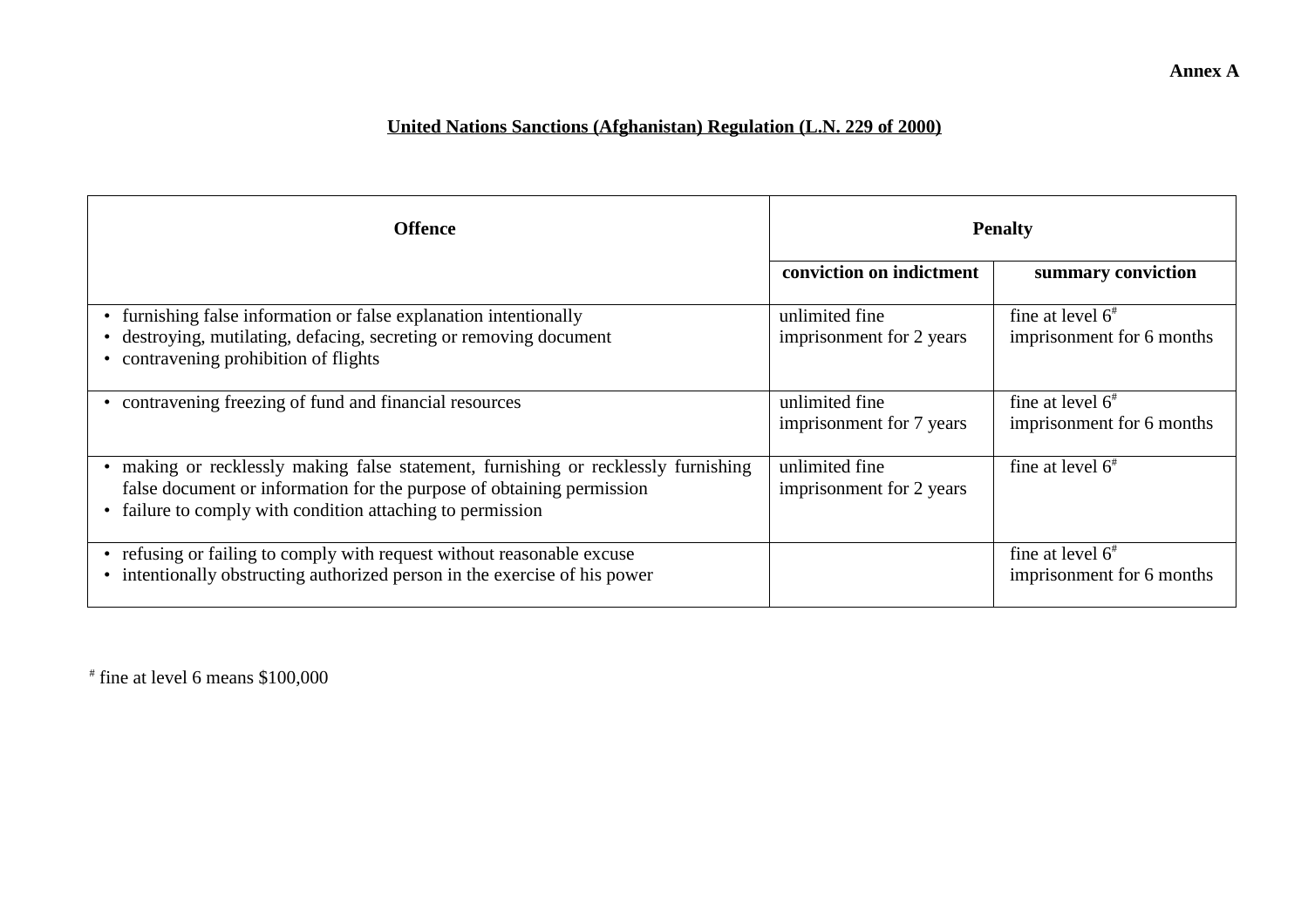**Annex A**

**United Nations Sanctions (Afghanistan) Regulation (L.N. 229 of 2000)**

| Offence | Penalty | |
|---|---|---|
| | **conviction on indictment** | **summary conviction** |
| • furnishing false information or false explanation intentionally<br>• destroying, mutilating, defacing, secreting or removing document<br>• contravening prohibition of flights | unlimited fine<br>imprisonment for 2 years | fine at level 6#<br>imprisonment for 6 months |
| • contravening freezing of fund and financial resources | unlimited fine<br>imprisonment for 7 years | fine at level 6#<br>imprisonment for 6 months |
| • making or recklessly making false statement, furnishing or recklessly furnishing false document or information for the purpose of obtaining permission<br>• failure to comply with condition attaching to permission | unlimited fine<br>imprisonment for 2 years | fine at level 6# |
| • refusing or failing to comply with request without reasonable excuse<br>• intentionally obstructing authorized person in the exercise of his power | | fine at level 6#<br>imprisonment for 6 months |

# fine at level 6 means $100,000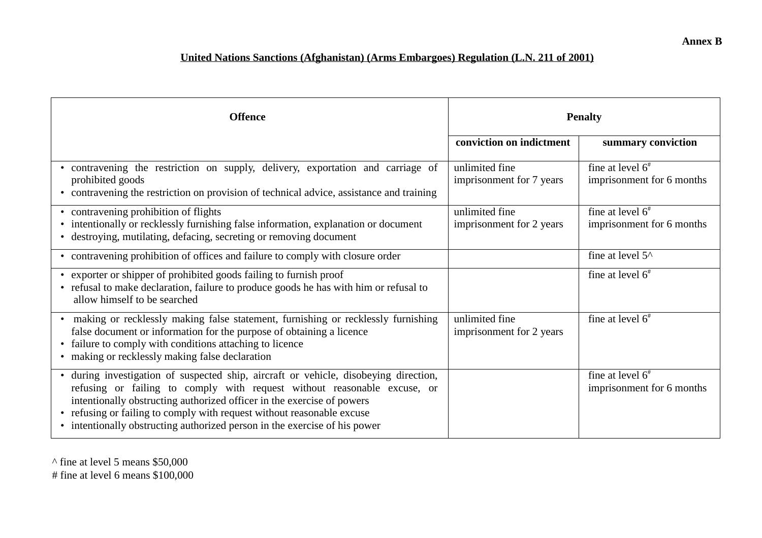**Annex B**

## United Nations Sanctions (Afghanistan) (Arms Embargoes) Regulation (L.N. 211 of 2001)

| Offence | Penalty | |
|---|---|---|
| | **conviction on indictment** | **summary conviction** |
| • contravening the restriction on supply, delivery, exportation and carriage of prohibited goods<br>• contravening the restriction on provision of technical advice, assistance and training | unlimited fine<br>imprisonment for 7 years | fine at level 6#<br>imprisonment for 6 months |
| • contravening prohibition of flights<br>• intentionally or recklessly furnishing false information, explanation or document<br>• destroying, mutilating, defacing, secreting or removing document | unlimited fine<br>imprisonment for 2 years | fine at level 6#<br>imprisonment for 6 months |
| • contravening prohibition of offices and failure to comply with closure order | | fine at level 5^ |
| • exporter or shipper of prohibited goods failing to furnish proof<br>• refusal to make declaration, failure to produce goods he has with him or refusal to allow himself to be searched | | fine at level 6# |
| • making or recklessly making false statement, furnishing or recklessly furnishing false document or information for the purpose of obtaining a licence<br>• failure to comply with conditions attaching to licence<br>• making or recklessly making false declaration | unlimited fine<br>imprisonment for 2 years | fine at level 6# |
| • during investigation of suspected ship, aircraft or vehicle, disobeying direction, refusing or failing to comply with request without reasonable excuse, or intentionally obstructing authorized officer in the exercise of powers<br>• refusing or failing to comply with request without reasonable excuse<br>• intentionally obstructing authorized person in the exercise of his power | | fine at level 6#<br>imprisonment for 6 months |

^ fine at level 5 means $50,000
# fine at level 6 means $100,000